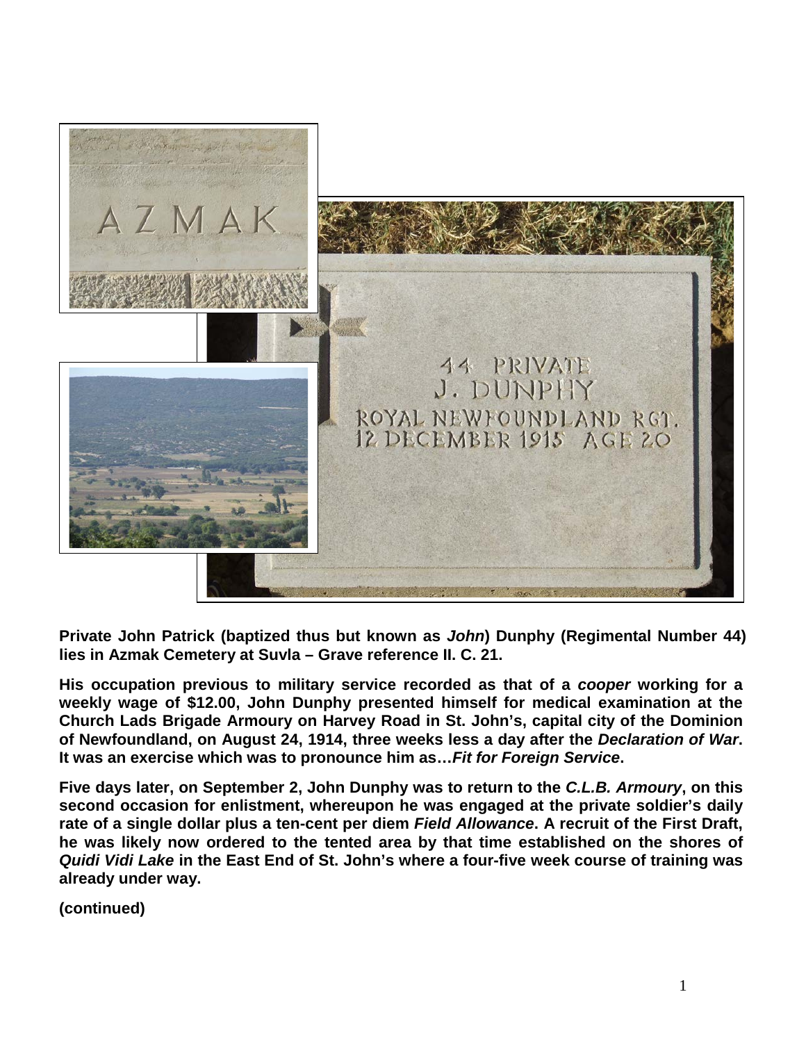**Private John Patrick (baptized thus but known as *John*) Dunphy (Regimental Number 44) lies in Azmak Cemetery at Suvla – Grave reference II. C. 21.**

**His occupation previous to military service recorded as that of a *cooper* working for a weekly wage of $12.00, John Dunphy presented himself for medical examination at the Church Lads Brigade Armoury on Harvey Road in St. John's, capital city of the Dominion of Newfoundland, on August 24, 1914, three weeks less a day after the *Declaration of War*. It was an exercise which was to pronounce him as…*Fit for Foreign Service*.**

**Five days later, on September 2, John Dunphy was to return to the *C.L.B. Armoury*, on this second occasion for enlistment, whereupon he was engaged at the private soldier's daily rate of a single dollar plus a ten-cent per diem *Field Allowance*. A recruit of the First Draft, he was likely now ordered to the tented area by that time established on the shores of *Quidi Vidi Lake* in the East End of St. John's where a four-five week course of training was already under way.**

**(continued)**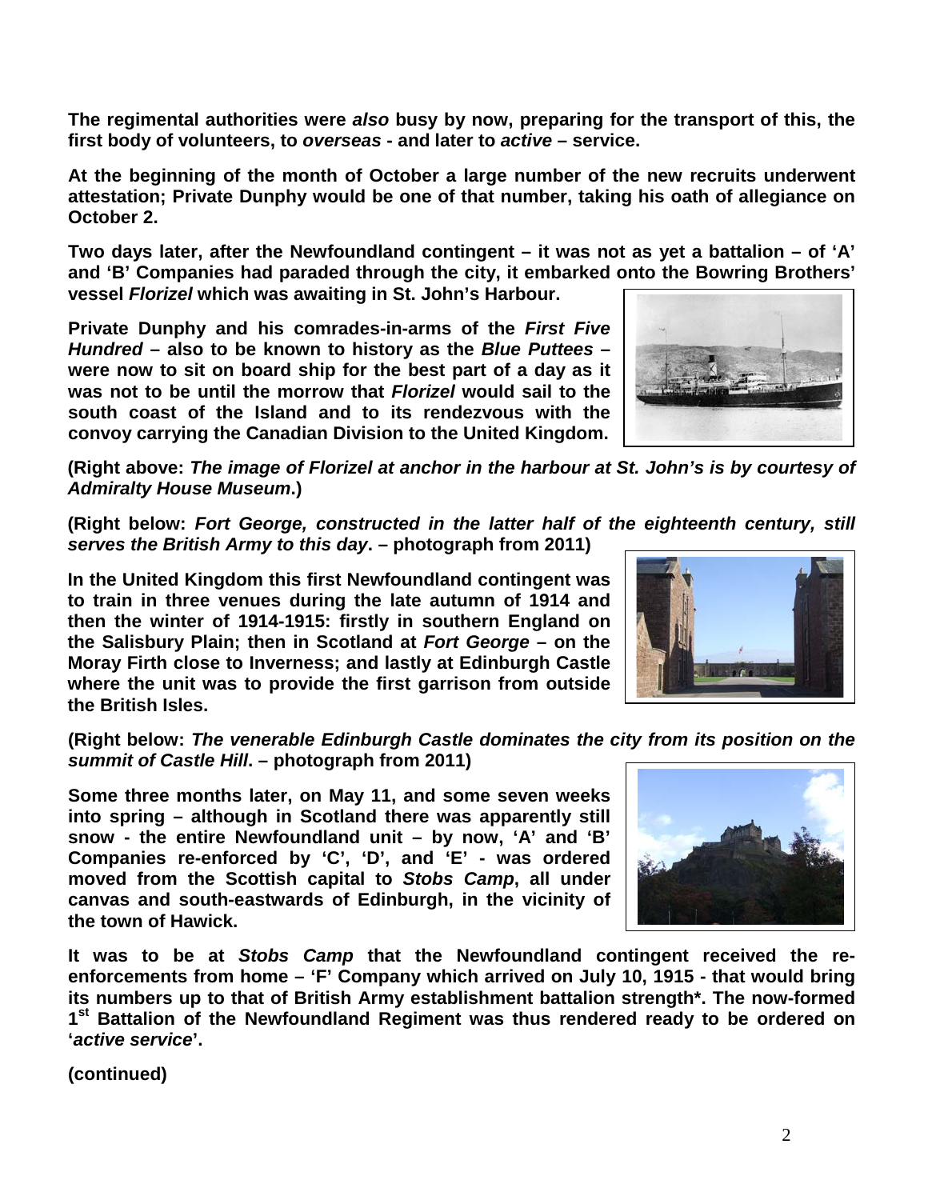**The regimental authorities were *also* busy by now, preparing for the transport of this, the first body of volunteers, to *overseas* - and later to *active* – service.**

**At the beginning of the month of October a large number of the new recruits underwent attestation; Private Dunphy would be one of that number, taking his oath of allegiance on October 2.**

**Two days later, after the Newfoundland contingent – it was not as yet a battalion – of 'A' and 'B' Companies had paraded through the city, it embarked onto the Bowring Brothers' vessel *Florizel* which was awaiting in St. John's Harbour.**

**Private Dunphy and his comrades-in-arms of the *First Five Hundred* – also to be known to history as the *Blue Puttees* – were now to sit on board ship for the best part of a day as it was not to be until the morrow that *Florizel* would sail to the south coast of the Island and to its rendezvous with the convoy carrying the Canadian Division to the United Kingdom.**

**(Right above: *The image of Florizel at anchor in the harbour at St. John's is by courtesy of Admiralty House Museum*.)**

**(Right below: *Fort George, constructed in the latter half of the eighteenth century, still serves the British Army to this day*. – photograph from 2011)**

**In the United Kingdom this first Newfoundland contingent was to train in three venues during the late autumn of 1914 and then the winter of 1914-1915: firstly in southern England on the Salisbury Plain; then in Scotland at *Fort George* – on the Moray Firth close to Inverness; and lastly at Edinburgh Castle where the unit was to provide the first garrison from outside the British Isles.**

**(Right below: *The venerable Edinburgh Castle dominates the city from its position on the summit of Castle Hill*. – photograph from 2011)**

**Some three months later, on May 11, and some seven weeks into spring – although in Scotland there was apparently still snow - the entire Newfoundland unit – by now, 'A' and 'B' Companies re-enforced by 'C', 'D', and 'E' - was ordered moved from the Scottish capital to *Stobs Camp*, all under canvas and south-eastwards of Edinburgh, in the vicinity of the town of Hawick.**

**It was to be at *Stobs Camp* that the Newfoundland contingent received the re-enforcements from home – 'F' Company which arrived on July 10, 1915 - that would bring its numbers up to that of British Army establishment battalion strength*. The now-formed 1st Battalion of the Newfoundland Regiment was thus rendered ready to be ordered on '*active service*'.**

**(continued)**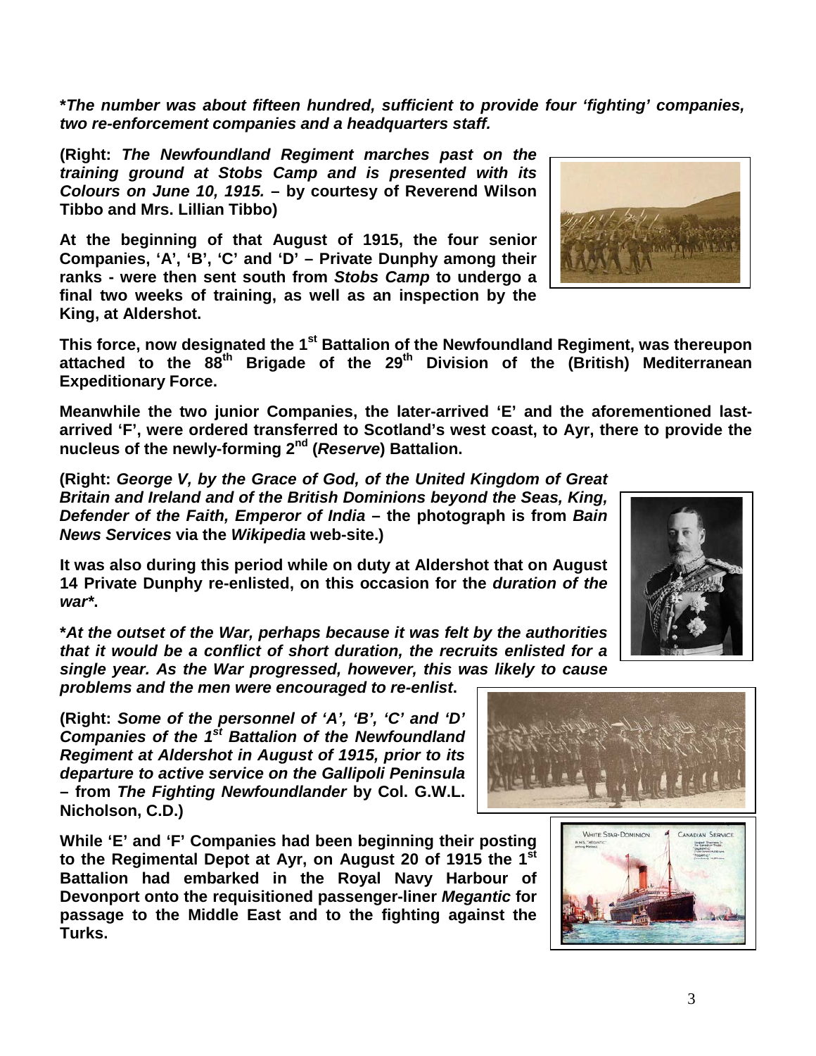***The number was about fifteen hundred, sufficient to provide four 'fighting' companies, two re-enforcement companies and a headquarters staff.***

**(Right: *The Newfoundland Regiment marches past on the training ground at Stobs Camp and is presented with its Colours on June 10, 1915.* – by courtesy of Reverend Wilson Tibbo and Mrs. Lillian Tibbo)**

**At the beginning of that August of 1915, the four senior Companies, 'A', 'B', 'C' and 'D' – Private Dunphy among their ranks - were then sent south from *Stobs Camp* to undergo a final two weeks of training, as well as an inspection by the King, at Aldershot.**

**This force, now designated the 1st Battalion of the Newfoundland Regiment, was thereupon attached to the 88th Brigade of the 29th Division of the (British) Mediterranean Expeditionary Force.**

**Meanwhile the two junior Companies, the later-arrived 'E' and the aforementioned last-arrived 'F', were ordered transferred to Scotland's west coast, to Ayr, there to provide the nucleus of the newly-forming 2nd (*Reserve*) Battalion.**

**(Right: *George V, by the Grace of God, of the United Kingdom of Great Britain and Ireland and of the British Dominions beyond the Seas, King, Defender of the Faith, Emperor of India* – the photograph is from *Bain News Services* via the *Wikipedia* web-site.)**

**It was also during this period while on duty at Aldershot that on August 14 Private Dunphy re-enlisted, on this occasion for the *duration of the war*\*.**

***\*At the outset of the War, perhaps because it was felt by the authorities that it would be a conflict of short duration, the recruits enlisted for a single year. As the War progressed, however, this was likely to cause problems and the men were encouraged to re-enlist*.**

**(Right: *Some of the personnel of 'A', 'B', 'C' and 'D' Companies of the 1st Battalion of the Newfoundland Regiment at Aldershot in August of 1915, prior to its departure to active service on the Gallipoli Peninsula* – from *The Fighting Newfoundlander* by Col. G.W.L. Nicholson, C.D.)**

**While 'E' and 'F' Companies had been beginning their posting to the Regimental Depot at Ayr, on August 20 of 1915 the 1st Battalion had embarked in the Royal Navy Harbour of Devonport onto the requisitioned passenger-liner *Megantic* for passage to the Middle East and to the fighting against the Turks.**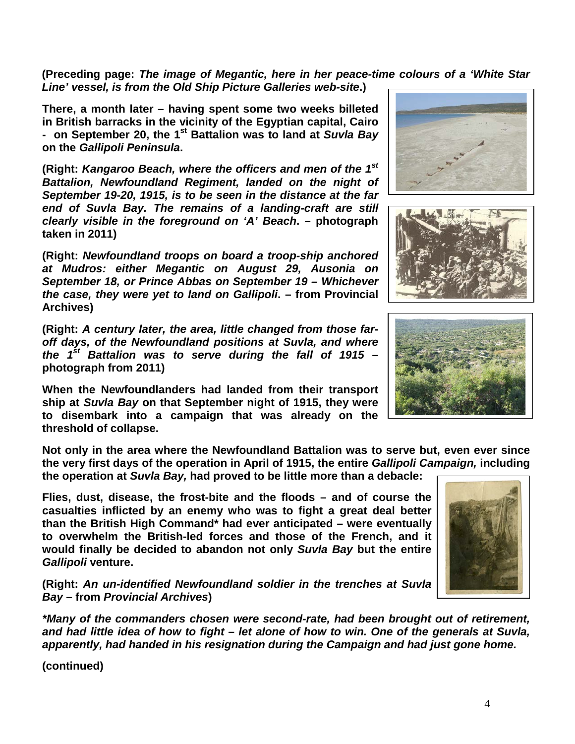**(Preceding page: *The image of Megantic, here in her peace-time colours of a 'White Star Line' vessel, is from the Old Ship Picture Galleries web-site*.)**

**There, a month later – having spent some two weeks billeted in British barracks in the vicinity of the Egyptian capital, Cairo - on September 20, the 1st Battalion was to land at *Suvla Bay* on the *Gallipoli Peninsula*.**

**(Right: *Kangaroo Beach, where the officers and men of the 1st Battalion, Newfoundland Regiment, landed on the night of September 19-20, 1915, is to be seen in the distance at the far end of Suvla Bay. The remains of a landing-craft are still clearly visible in the foreground on 'A' Beach*. – photograph taken in 2011)**

**(Right: *Newfoundland troops on board a troop-ship anchored at Mudros: either Megantic on August 29, Ausonia on September 18, or Prince Abbas on September 19 – Whichever the case, they were yet to land on Gallipoli*. – from Provincial Archives)**

**(Right: *A century later, the area, little changed from those far-off days, of the Newfoundland positions at Suvla, and where the 1st Battalion was to serve during the fall of 1915* – photograph from 2011)**

**When the Newfoundlanders had landed from their transport ship at *Suvla Bay* on that September night of 1915, they were to disembark into a campaign that was already on the threshold of collapse.**

**Not only in the area where the Newfoundland Battalion was to serve but, even ever since the very first days of the operation in April of 1915, the entire *Gallipoli Campaign,* including the operation at *Suvla Bay,* had proved to be little more than a debacle:**

**Flies, dust, disease, the frost-bite and the floods – and of course the casualties inflicted by an enemy who was to fight a great deal better than the British High Command* had ever anticipated – were eventually to overwhelm the British-led forces and those of the French, and it would finally be decided to abandon not only *Suvla Bay* but the entire *Gallipoli* venture.**

**(Right: *An un-identified Newfoundland soldier in the trenches at Suvla Bay* – from *Provincial Archives*)**

****Many of the commanders chosen were second-rate, had been brought out of retirement, and had little idea of how to fight – let alone of how to win. One of the generals at Suvla, apparently, had handed in his resignation during the Campaign and had just gone home.***

**(continued)**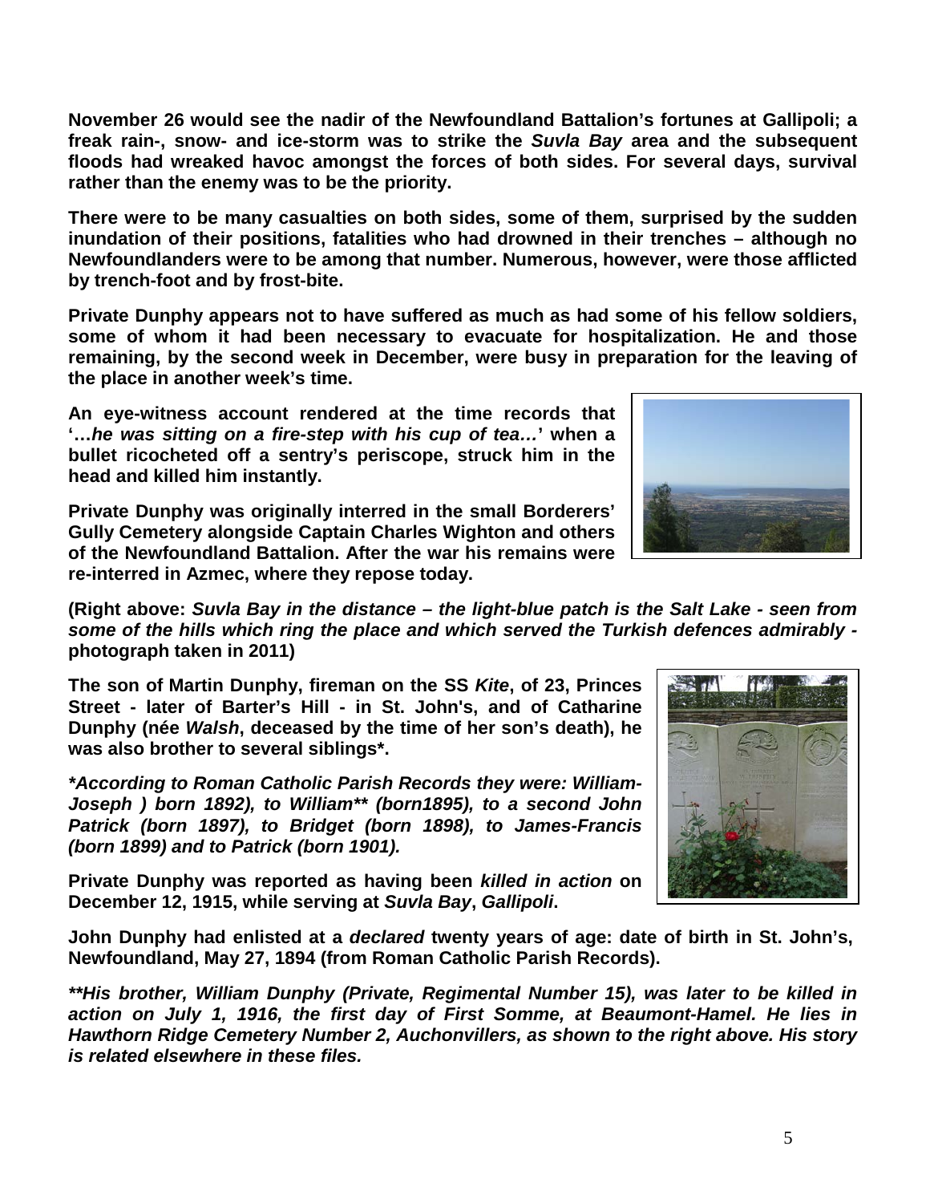**November 26 would see the nadir of the Newfoundland Battalion's fortunes at Gallipoli; a freak rain-, snow- and ice-storm was to strike the *Suvla Bay* area and the subsequent floods had wreaked havoc amongst the forces of both sides. For several days, survival rather than the enemy was to be the priority.**

**There were to be many casualties on both sides, some of them, surprised by the sudden inundation of their positions, fatalities who had drowned in their trenches – although no Newfoundlanders were to be among that number. Numerous, however, were those afflicted by trench-foot and by frost-bite.**

**Private Dunphy appears not to have suffered as much as had some of his fellow soldiers, some of whom it had been necessary to evacuate for hospitalization. He and those remaining, by the second week in December, were busy in preparation for the leaving of the place in another week's time.**

**An eye-witness account rendered at the time records that '…*he was sitting on a fire-step with his cup of tea…*' when a bullet ricocheted off a sentry's periscope, struck him in the head and killed him instantly.**

**Private Dunphy was originally interred in the small Borderers' Gully Cemetery alongside Captain Charles Wighton and others of the Newfoundland Battalion. After the war his remains were re-interred in Azmec, where they repose today.**

**(Right above: *Suvla Bay in the distance – the light-blue patch is the Salt Lake - seen from some of the hills which ring the place and which served the Turkish defences admirably -* photograph taken in 2011)**

**The son of Martin Dunphy, fireman on the SS *Kite*, of 23, Princes Street - later of Barter's Hill - in St. John's, and of Catharine Dunphy (née *Walsh*, deceased by the time of her son's death), he was also brother to several siblings*.**

***\*According to Roman Catholic Parish Records they were: William-Joseph ) born 1892), to William\*\* (born1895), to a second John Patrick (born 1897), to Bridget (born 1898), to James-Francis (born 1899) and to Patrick (born 1901).***

**Private Dunphy was reported as having been *killed in action* on December 12, 1915, while serving at *Suvla Bay*, *Gallipoli*.**

**John Dunphy had enlisted at a *declared* twenty years of age: date of birth in St. John's, Newfoundland, May 27, 1894 (from Roman Catholic Parish Records).**

***\*\*His brother, William Dunphy (Private, Regimental Number 15), was later to be killed in action on July 1, 1916, the first day of First Somme, at Beaumont-Hamel. He lies in Hawthorn Ridge Cemetery Number 2, Auchonvillers, as shown to the right above. His story is related elsewhere in these files.***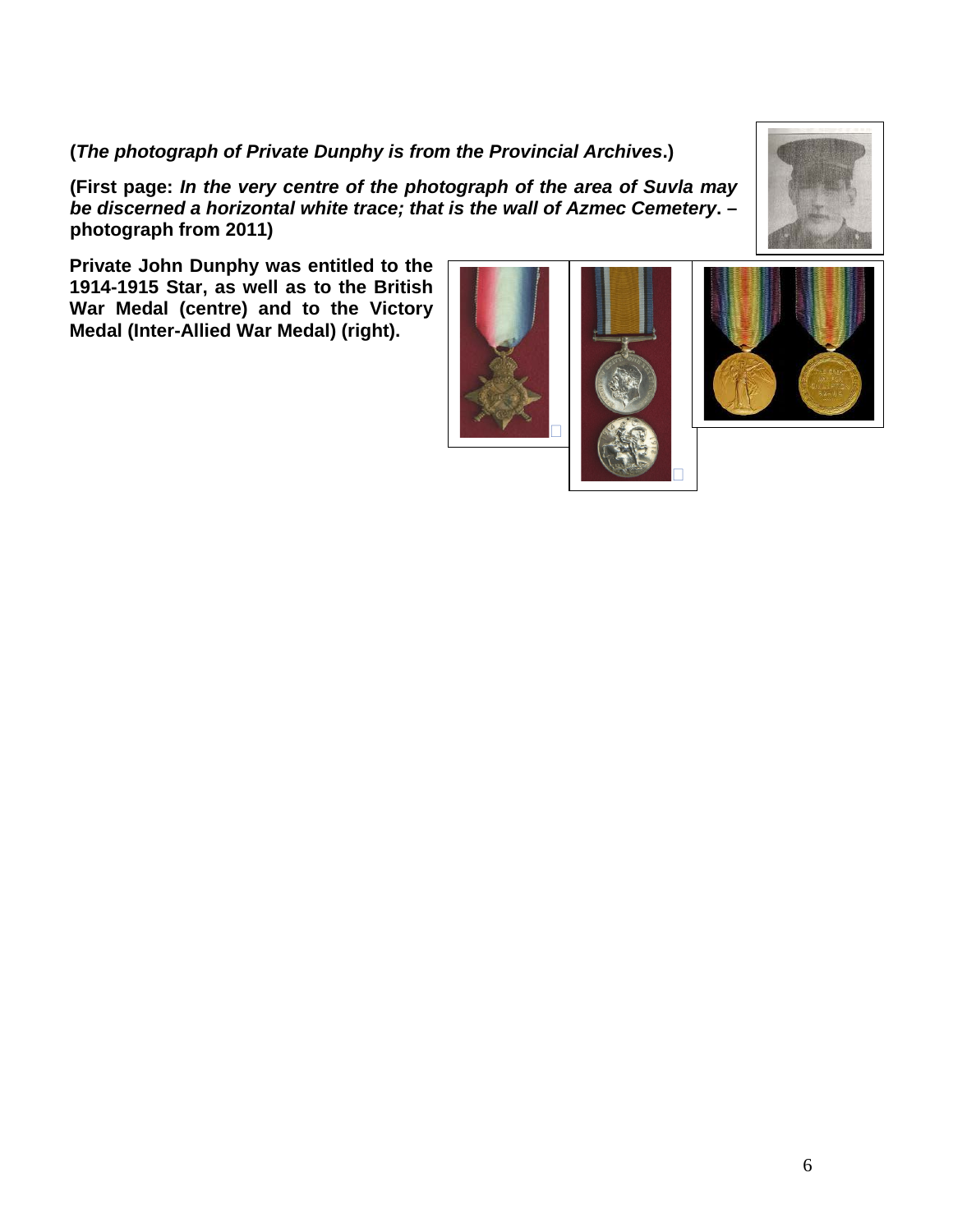**(*The photograph of Private Dunphy is from the Provincial Archives*.)**

**(First page: *In the very centre of the photograph of the area of Suvla may be discerned a horizontal white trace; that is the wall of Azmec Cemetery*. – photograph from 2011)**

**Private John Dunphy was entitled to the 1914-1915 Star, as well as to the British War Medal (centre) and to the Victory Medal (Inter-Allied War Medal) (right).**